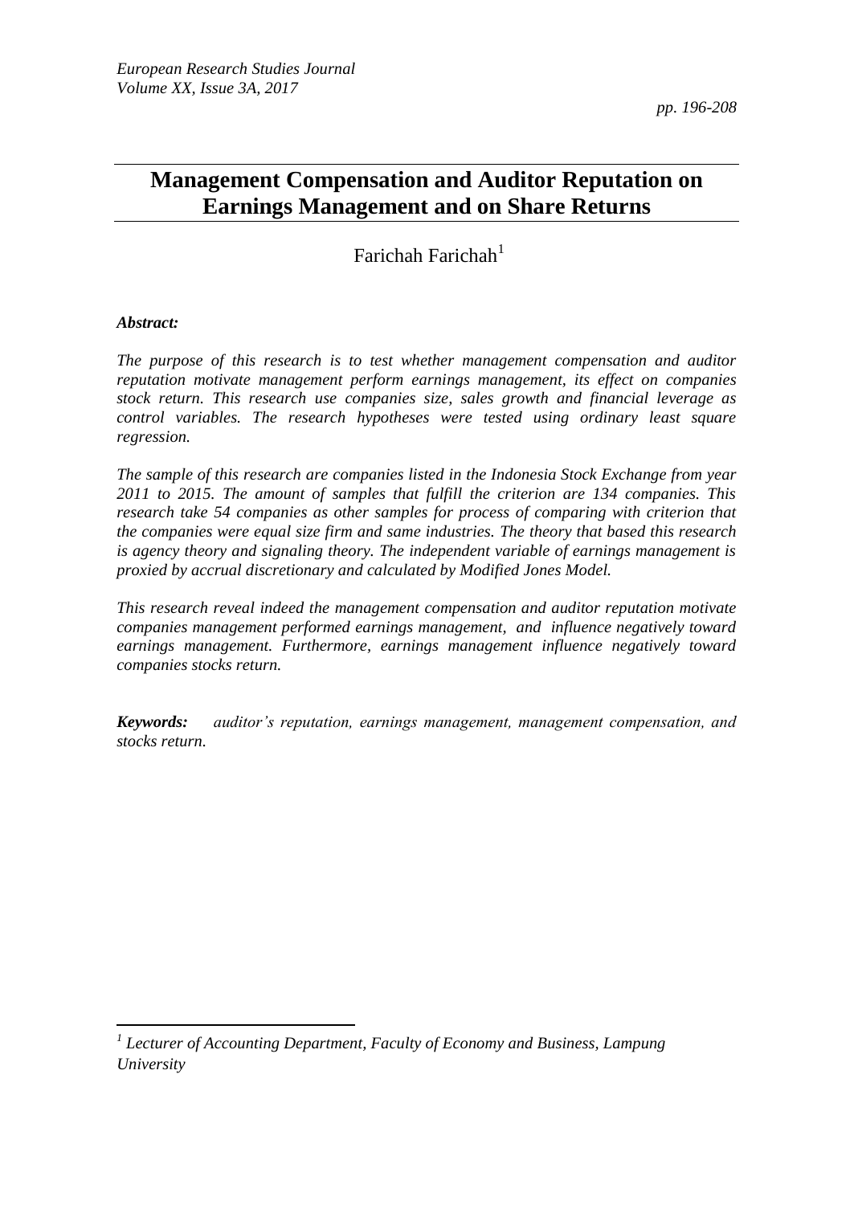# Management Compensation and Auditor Reputation on Earnings Management and on Share Returns

Farichah Farichah[1]

***Abstract:***

*The purpose of this research is to test whether management compensation and auditor reputation motivate management perform earnings management, its effect on companies stock return. This research use companies size, sales growth and financial leverage as control variables. The research hypotheses were tested using ordinary least square regression.*

*The sample of this research are companies listed in the Indonesia Stock Exchange from year 2011 to 2015. The amount of samples that fulfill the criterion are 134 companies. This research take 54 companies as other samples for process of comparing with criterion that the companies were equal size firm and same industries. The theory that based this research is agency theory and signaling theory. The independent variable of earnings management is proxied by accrual discretionary and calculated by Modified Jones Model.*

*This research reveal indeed the management compensation and auditor reputation motivate companies management performed earnings management, and influence negatively toward earnings management. Furthermore, earnings management influence negatively toward companies stocks return.*

***Keywords:*** *auditor's reputation, earnings management, management compensation, and stocks return.*

---

[1] *Lecturer of Accounting Department, Faculty of Economy and Business, Lampung University*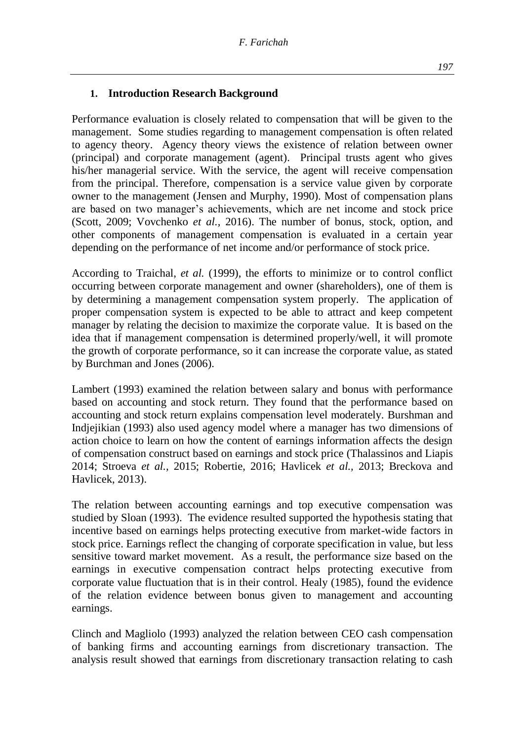## 1. Introduction Research Background

Performance evaluation is closely related to compensation that will be given to the management. Some studies regarding to management compensation is often related to agency theory. Agency theory views the existence of relation between owner (principal) and corporate management (agent). Principal trusts agent who gives his/her managerial service. With the service, the agent will receive compensation from the principal. Therefore, compensation is a service value given by corporate owner to the management (Jensen and Murphy, 1990). Most of compensation plans are based on two manager's achievements, which are net income and stock price (Scott, 2009; Vovchenko *et al.*, 2016). The number of bonus, stock, option, and other components of management compensation is evaluated in a certain year depending on the performance of net income and/or performance of stock price.

According to Traichal, *et al.* (1999), the efforts to minimize or to control conflict occurring between corporate management and owner (shareholders), one of them is by determining a management compensation system properly. The application of proper compensation system is expected to be able to attract and keep competent manager by relating the decision to maximize the corporate value. It is based on the idea that if management compensation is determined properly/well, it will promote the growth of corporate performance, so it can increase the corporate value, as stated by Burchman and Jones (2006).

Lambert (1993) examined the relation between salary and bonus with performance based on accounting and stock return. They found that the performance based on accounting and stock return explains compensation level moderately. Burshman and Indjejikian (1993) also used agency model where a manager has two dimensions of action choice to learn on how the content of earnings information affects the design of compensation construct based on earnings and stock price (Thalassinos and Liapis 2014; Stroeva *et al.*, 2015; Robertie, 2016; Havlicek *et al.*, 2013; Breckova and Havlicek, 2013).

The relation between accounting earnings and top executive compensation was studied by Sloan (1993). The evidence resulted supported the hypothesis stating that incentive based on earnings helps protecting executive from market-wide factors in stock price. Earnings reflect the changing of corporate specification in value, but less sensitive toward market movement. As a result, the performance size based on the earnings in executive compensation contract helps protecting executive from corporate value fluctuation that is in their control. Healy (1985), found the evidence of the relation evidence between bonus given to management and accounting earnings.

Clinch and Magliolo (1993) analyzed the relation between CEO cash compensation of banking firms and accounting earnings from discretionary transaction. The analysis result showed that earnings from discretionary transaction relating to cash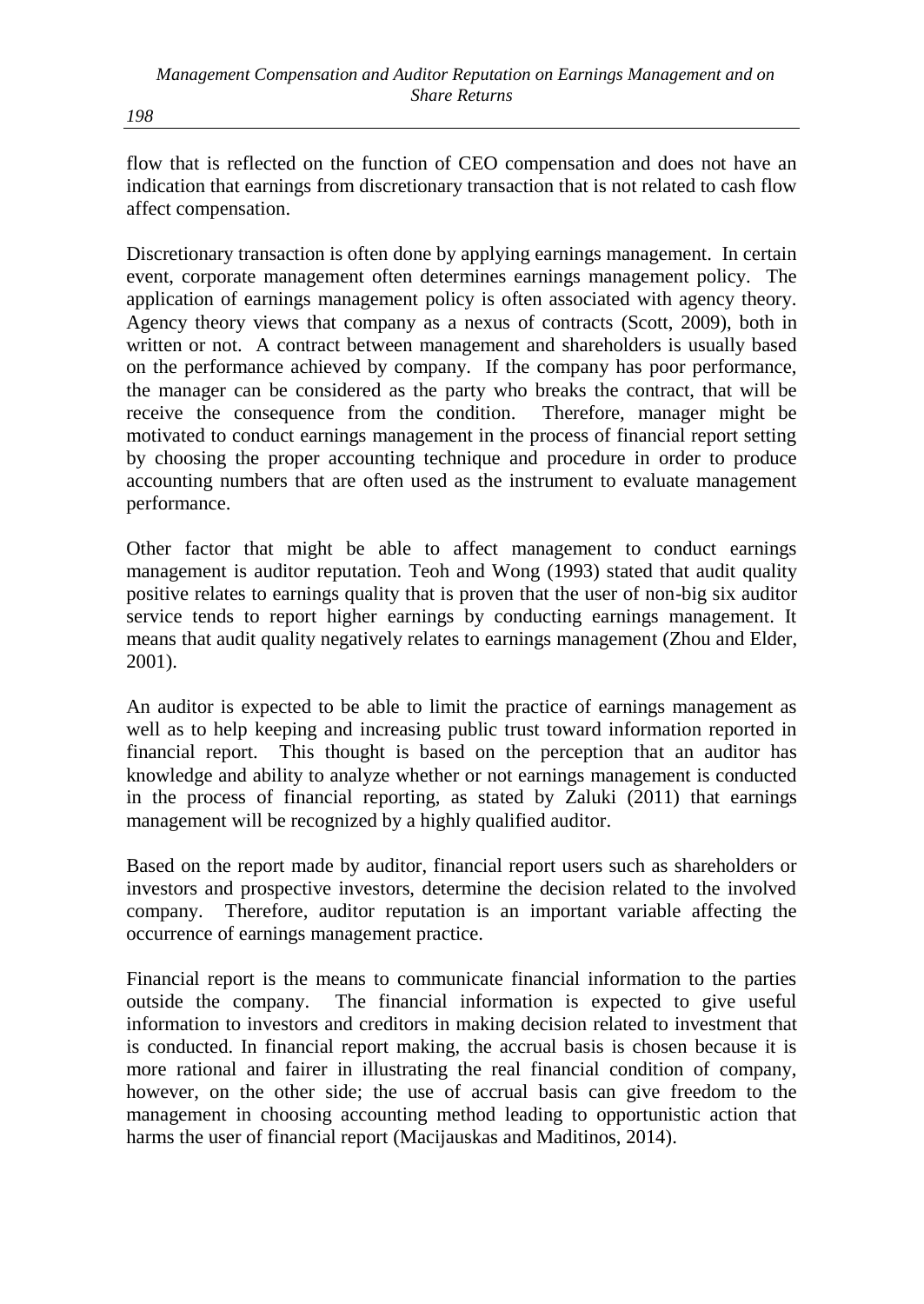flow that is reflected on the function of CEO compensation and does not have an indication that earnings from discretionary transaction that is not related to cash flow affect compensation.

Discretionary transaction is often done by applying earnings management. In certain event, corporate management often determines earnings management policy. The application of earnings management policy is often associated with agency theory. Agency theory views that company as a nexus of contracts (Scott, 2009), both in written or not. A contract between management and shareholders is usually based on the performance achieved by company. If the company has poor performance, the manager can be considered as the party who breaks the contract, that will be receive the consequence from the condition. Therefore, manager might be motivated to conduct earnings management in the process of financial report setting by choosing the proper accounting technique and procedure in order to produce accounting numbers that are often used as the instrument to evaluate management performance.

Other factor that might be able to affect management to conduct earnings management is auditor reputation. Teoh and Wong (1993) stated that audit quality positive relates to earnings quality that is proven that the user of non-big six auditor service tends to report higher earnings by conducting earnings management. It means that audit quality negatively relates to earnings management (Zhou and Elder, 2001).

An auditor is expected to be able to limit the practice of earnings management as well as to help keeping and increasing public trust toward information reported in financial report. This thought is based on the perception that an auditor has knowledge and ability to analyze whether or not earnings management is conducted in the process of financial reporting, as stated by Zaluki (2011) that earnings management will be recognized by a highly qualified auditor.

Based on the report made by auditor, financial report users such as shareholders or investors and prospective investors, determine the decision related to the involved company. Therefore, auditor reputation is an important variable affecting the occurrence of earnings management practice.

Financial report is the means to communicate financial information to the parties outside the company. The financial information is expected to give useful information to investors and creditors in making decision related to investment that is conducted. In financial report making, the accrual basis is chosen because it is more rational and fairer in illustrating the real financial condition of company, however, on the other side; the use of accrual basis can give freedom to the management in choosing accounting method leading to opportunistic action that harms the user of financial report (Macijauskas and Maditinos, 2014).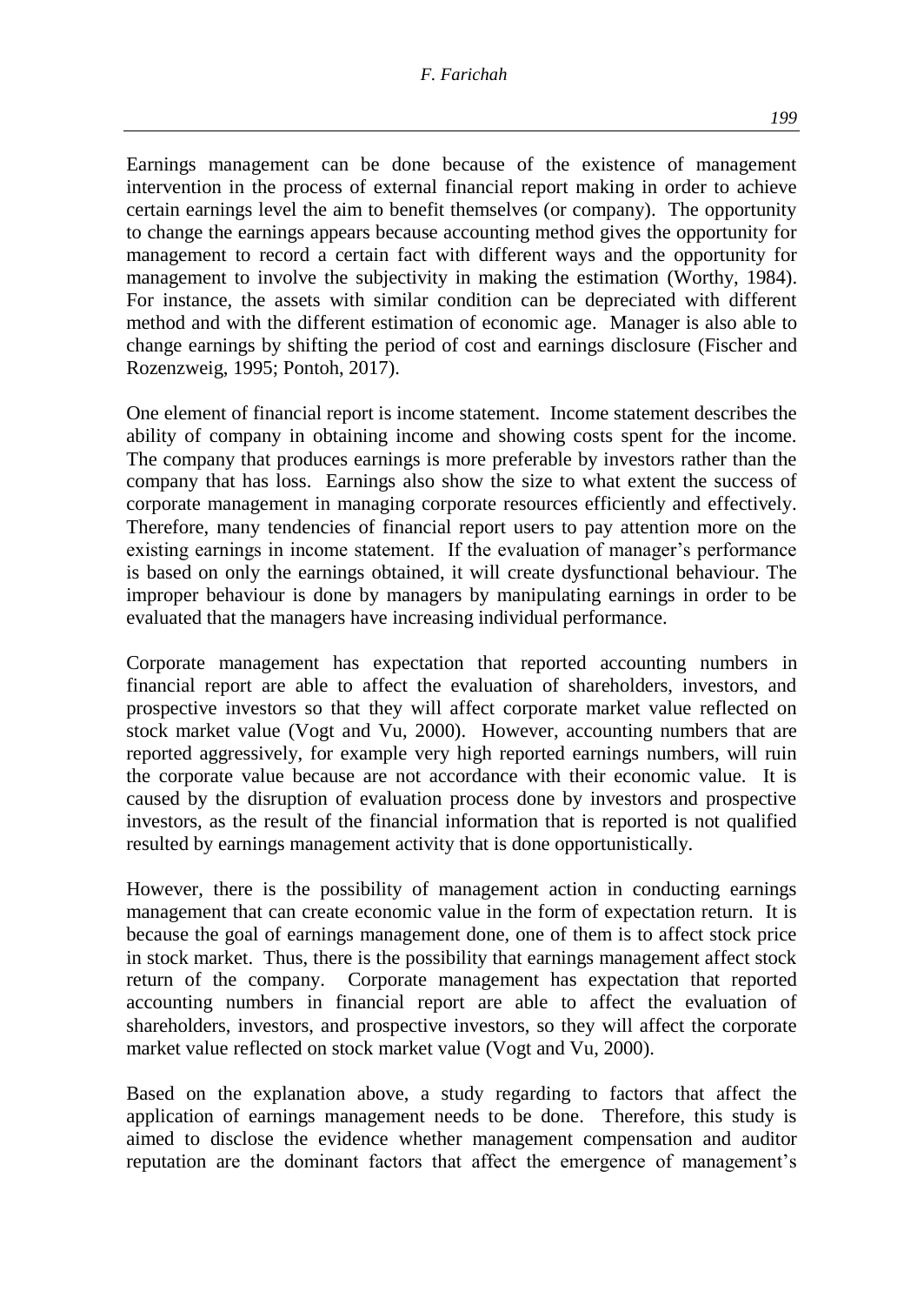Earnings management can be done because of the existence of management intervention in the process of external financial report making in order to achieve certain earnings level the aim to benefit themselves (or company). The opportunity to change the earnings appears because accounting method gives the opportunity for management to record a certain fact with different ways and the opportunity for management to involve the subjectivity in making the estimation (Worthy, 1984). For instance, the assets with similar condition can be depreciated with different method and with the different estimation of economic age. Manager is also able to change earnings by shifting the period of cost and earnings disclosure (Fischer and Rozenzweig, 1995; Pontoh, 2017).

One element of financial report is income statement. Income statement describes the ability of company in obtaining income and showing costs spent for the income. The company that produces earnings is more preferable by investors rather than the company that has loss. Earnings also show the size to what extent the success of corporate management in managing corporate resources efficiently and effectively. Therefore, many tendencies of financial report users to pay attention more on the existing earnings in income statement. If the evaluation of manager's performance is based on only the earnings obtained, it will create dysfunctional behaviour. The improper behaviour is done by managers by manipulating earnings in order to be evaluated that the managers have increasing individual performance.

Corporate management has expectation that reported accounting numbers in financial report are able to affect the evaluation of shareholders, investors, and prospective investors so that they will affect corporate market value reflected on stock market value (Vogt and Vu, 2000). However, accounting numbers that are reported aggressively, for example very high reported earnings numbers, will ruin the corporate value because are not accordance with their economic value. It is caused by the disruption of evaluation process done by investors and prospective investors, as the result of the financial information that is reported is not qualified resulted by earnings management activity that is done opportunistically.

However, there is the possibility of management action in conducting earnings management that can create economic value in the form of expectation return. It is because the goal of earnings management done, one of them is to affect stock price in stock market. Thus, there is the possibility that earnings management affect stock return of the company. Corporate management has expectation that reported accounting numbers in financial report are able to affect the evaluation of shareholders, investors, and prospective investors, so they will affect the corporate market value reflected on stock market value (Vogt and Vu, 2000).

Based on the explanation above, a study regarding to factors that affect the application of earnings management needs to be done. Therefore, this study is aimed to disclose the evidence whether management compensation and auditor reputation are the dominant factors that affect the emergence of management's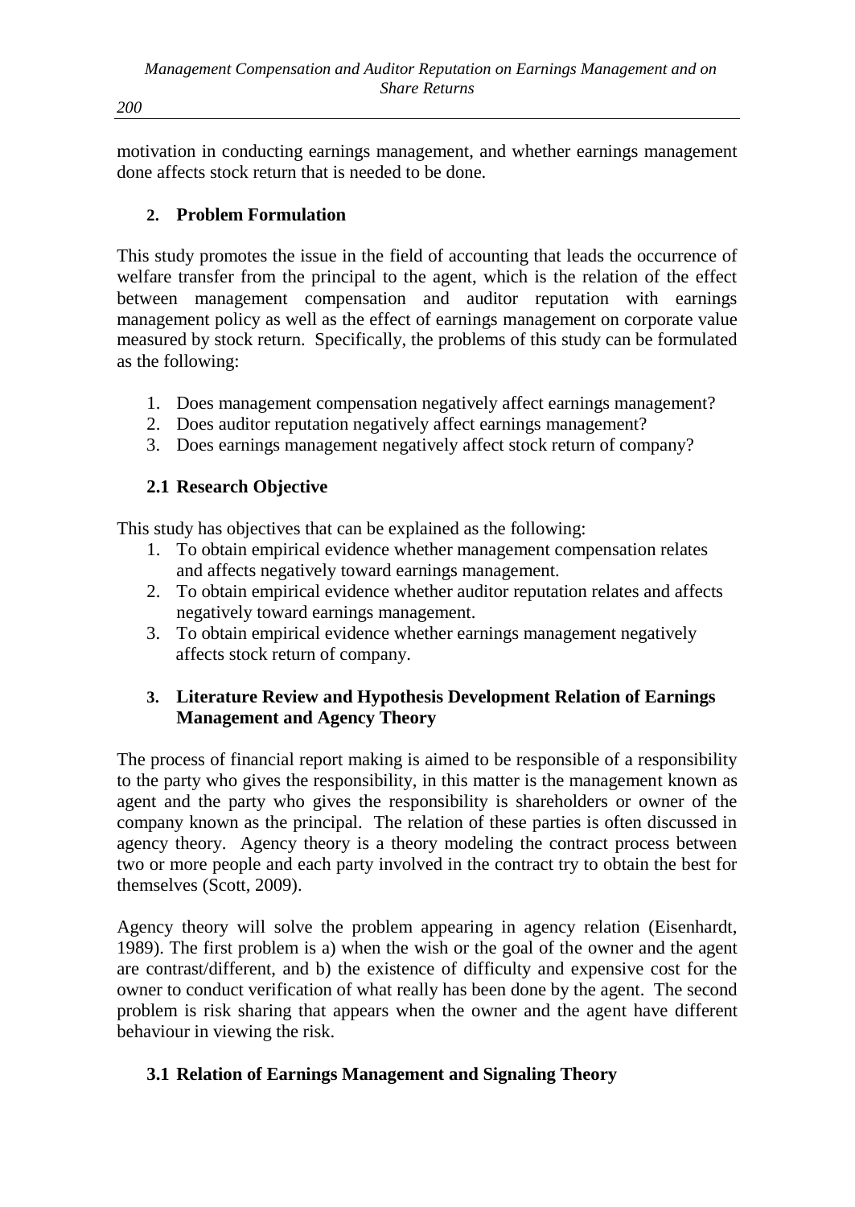motivation in conducting earnings management, and whether earnings management done affects stock return that is needed to be done.

## 2. Problem Formulation

This study promotes the issue in the field of accounting that leads the occurrence of welfare transfer from the principal to the agent, which is the relation of the effect between management compensation and auditor reputation with earnings management policy as well as the effect of earnings management on corporate value measured by stock return. Specifically, the problems of this study can be formulated as the following:

1. Does management compensation negatively affect earnings management?
2. Does auditor reputation negatively affect earnings management?
3. Does earnings management negatively affect stock return of company?

### 2.1 Research Objective

This study has objectives that can be explained as the following:

1. To obtain empirical evidence whether management compensation relates and affects negatively toward earnings management.
2. To obtain empirical evidence whether auditor reputation relates and affects negatively toward earnings management.
3. To obtain empirical evidence whether earnings management negatively affects stock return of company.

## 3. Literature Review and Hypothesis Development Relation of Earnings Management and Agency Theory

The process of financial report making is aimed to be responsible of a responsibility to the party who gives the responsibility, in this matter is the management known as agent and the party who gives the responsibility is shareholders or owner of the company known as the principal. The relation of these parties is often discussed in agency theory. Agency theory is a theory modeling the contract process between two or more people and each party involved in the contract try to obtain the best for themselves (Scott, 2009).

Agency theory will solve the problem appearing in agency relation (Eisenhardt, 1989). The first problem is a) when the wish or the goal of the owner and the agent are contrast/different, and b) the existence of difficulty and expensive cost for the owner to conduct verification of what really has been done by the agent. The second problem is risk sharing that appears when the owner and the agent have different behaviour in viewing the risk.

### 3.1 Relation of Earnings Management and Signaling Theory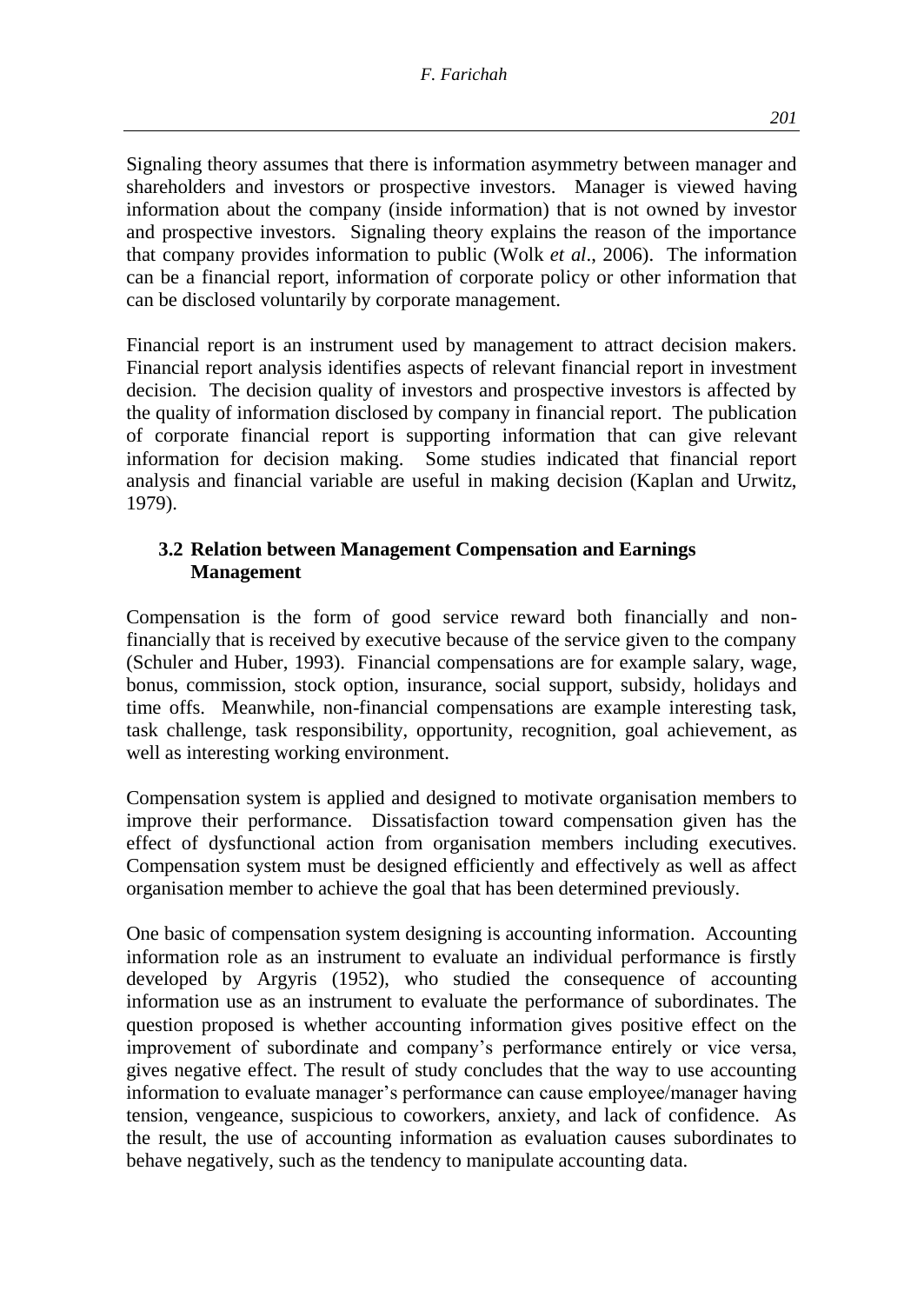Signaling theory assumes that there is information asymmetry between manager and shareholders and investors or prospective investors. Manager is viewed having information about the company (inside information) that is not owned by investor and prospective investors. Signaling theory explains the reason of the importance that company provides information to public (Wolk *et al*., 2006). The information can be a financial report, information of corporate policy or other information that can be disclosed voluntarily by corporate management.

Financial report is an instrument used by management to attract decision makers. Financial report analysis identifies aspects of relevant financial report in investment decision. The decision quality of investors and prospective investors is affected by the quality of information disclosed by company in financial report. The publication of corporate financial report is supporting information that can give relevant information for decision making. Some studies indicated that financial report analysis and financial variable are useful in making decision (Kaplan and Urwitz, 1979).

### 3.2 Relation between Management Compensation and Earnings Management

Compensation is the form of good service reward both financially and non-financially that is received by executive because of the service given to the company (Schuler and Huber, 1993). Financial compensations are for example salary, wage, bonus, commission, stock option, insurance, social support, subsidy, holidays and time offs. Meanwhile, non-financial compensations are example interesting task, task challenge, task responsibility, opportunity, recognition, goal achievement, as well as interesting working environment.

Compensation system is applied and designed to motivate organisation members to improve their performance. Dissatisfaction toward compensation given has the effect of dysfunctional action from organisation members including executives. Compensation system must be designed efficiently and effectively as well as affect organisation member to achieve the goal that has been determined previously.

One basic of compensation system designing is accounting information. Accounting information role as an instrument to evaluate an individual performance is firstly developed by Argyris (1952), who studied the consequence of accounting information use as an instrument to evaluate the performance of subordinates. The question proposed is whether accounting information gives positive effect on the improvement of subordinate and company's performance entirely or vice versa, gives negative effect. The result of study concludes that the way to use accounting information to evaluate manager's performance can cause employee/manager having tension, vengeance, suspicious to coworkers, anxiety, and lack of confidence. As the result, the use of accounting information as evaluation causes subordinates to behave negatively, such as the tendency to manipulate accounting data.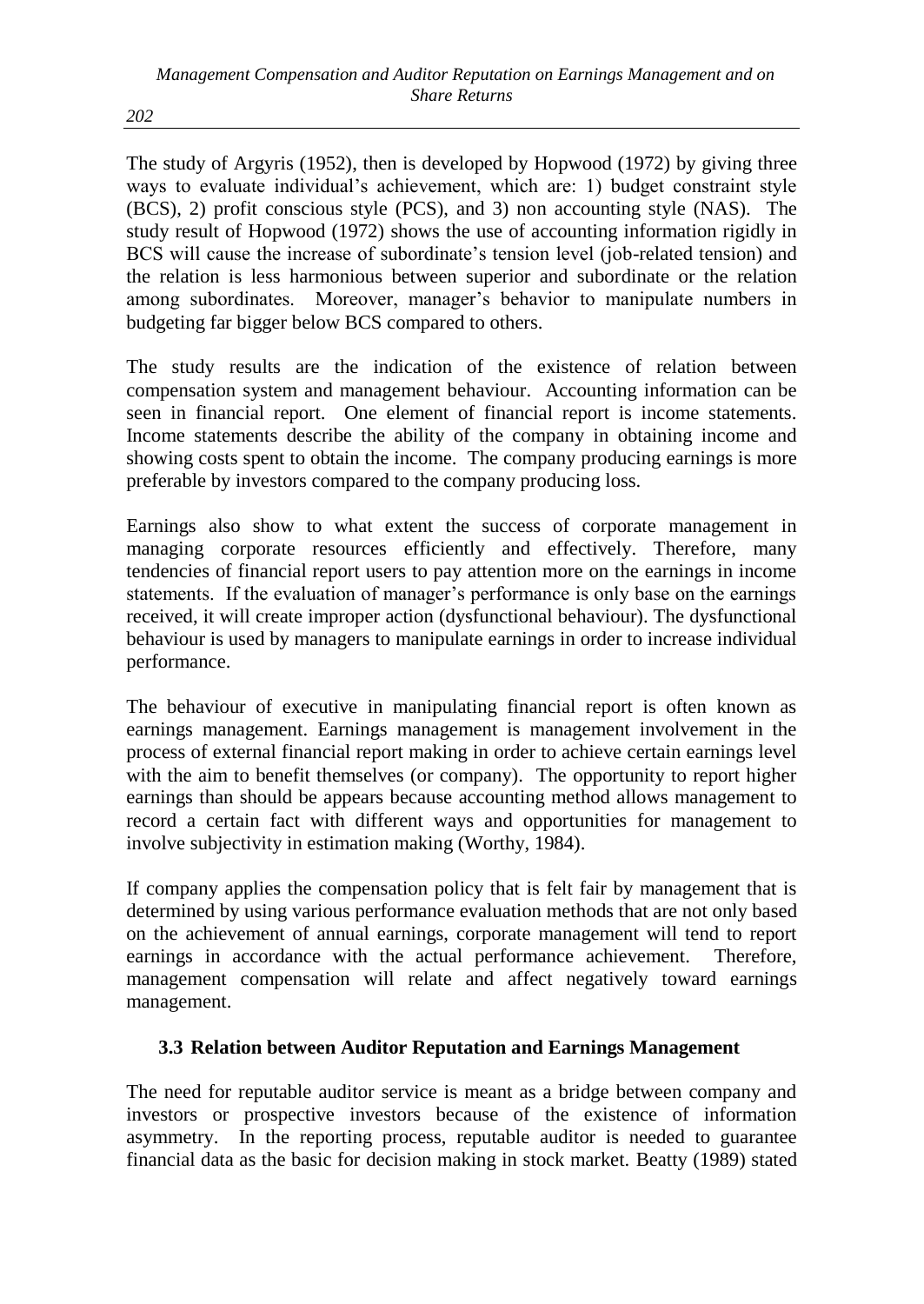The study of Argyris (1952), then is developed by Hopwood (1972) by giving three ways to evaluate individual's achievement, which are: 1) budget constraint style (BCS), 2) profit conscious style (PCS), and 3) non accounting style (NAS). The study result of Hopwood (1972) shows the use of accounting information rigidly in BCS will cause the increase of subordinate's tension level (job-related tension) and the relation is less harmonious between superior and subordinate or the relation among subordinates. Moreover, manager's behavior to manipulate numbers in budgeting far bigger below BCS compared to others.

The study results are the indication of the existence of relation between compensation system and management behaviour. Accounting information can be seen in financial report. One element of financial report is income statements. Income statements describe the ability of the company in obtaining income and showing costs spent to obtain the income. The company producing earnings is more preferable by investors compared to the company producing loss.

Earnings also show to what extent the success of corporate management in managing corporate resources efficiently and effectively. Therefore, many tendencies of financial report users to pay attention more on the earnings in income statements. If the evaluation of manager's performance is only base on the earnings received, it will create improper action (dysfunctional behaviour). The dysfunctional behaviour is used by managers to manipulate earnings in order to increase individual performance.

The behaviour of executive in manipulating financial report is often known as earnings management. Earnings management is management involvement in the process of external financial report making in order to achieve certain earnings level with the aim to benefit themselves (or company). The opportunity to report higher earnings than should be appears because accounting method allows management to record a certain fact with different ways and opportunities for management to involve subjectivity in estimation making (Worthy, 1984).

If company applies the compensation policy that is felt fair by management that is determined by using various performance evaluation methods that are not only based on the achievement of annual earnings, corporate management will tend to report earnings in accordance with the actual performance achievement. Therefore, management compensation will relate and affect negatively toward earnings management.

### 3.3 Relation between Auditor Reputation and Earnings Management

The need for reputable auditor service is meant as a bridge between company and investors or prospective investors because of the existence of information asymmetry. In the reporting process, reputable auditor is needed to guarantee financial data as the basic for decision making in stock market. Beatty (1989) stated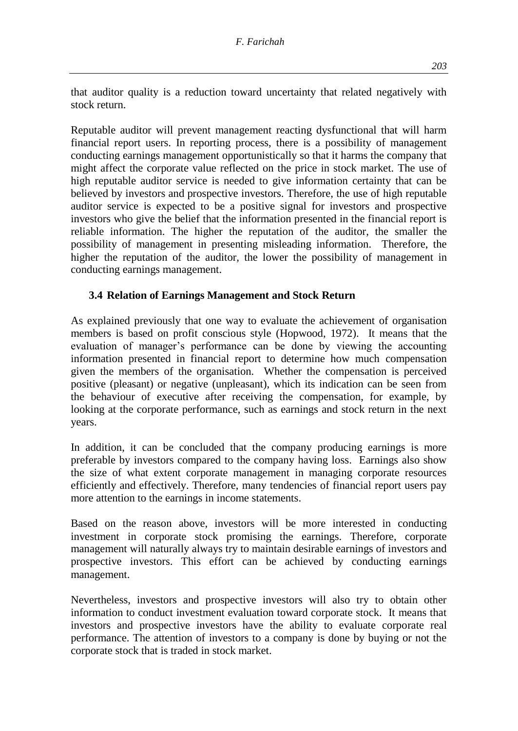that auditor quality is a reduction toward uncertainty that related negatively with stock return.

Reputable auditor will prevent management reacting dysfunctional that will harm financial report users. In reporting process, there is a possibility of management conducting earnings management opportunistically so that it harms the company that might affect the corporate value reflected on the price in stock market. The use of high reputable auditor service is needed to give information certainty that can be believed by investors and prospective investors. Therefore, the use of high reputable auditor service is expected to be a positive signal for investors and prospective investors who give the belief that the information presented in the financial report is reliable information. The higher the reputation of the auditor, the smaller the possibility of management in presenting misleading information. Therefore, the higher the reputation of the auditor, the lower the possibility of management in conducting earnings management.

### 3.4 Relation of Earnings Management and Stock Return

As explained previously that one way to evaluate the achievement of organisation members is based on profit conscious style (Hopwood, 1972). It means that the evaluation of manager's performance can be done by viewing the accounting information presented in financial report to determine how much compensation given the members of the organisation. Whether the compensation is perceived positive (pleasant) or negative (unpleasant), which its indication can be seen from the behaviour of executive after receiving the compensation, for example, by looking at the corporate performance, such as earnings and stock return in the next years.

In addition, it can be concluded that the company producing earnings is more preferable by investors compared to the company having loss. Earnings also show the size of what extent corporate management in managing corporate resources efficiently and effectively. Therefore, many tendencies of financial report users pay more attention to the earnings in income statements.

Based on the reason above, investors will be more interested in conducting investment in corporate stock promising the earnings. Therefore, corporate management will naturally always try to maintain desirable earnings of investors and prospective investors. This effort can be achieved by conducting earnings management.

Nevertheless, investors and prospective investors will also try to obtain other information to conduct investment evaluation toward corporate stock. It means that investors and prospective investors have the ability to evaluate corporate real performance. The attention of investors to a company is done by buying or not the corporate stock that is traded in stock market.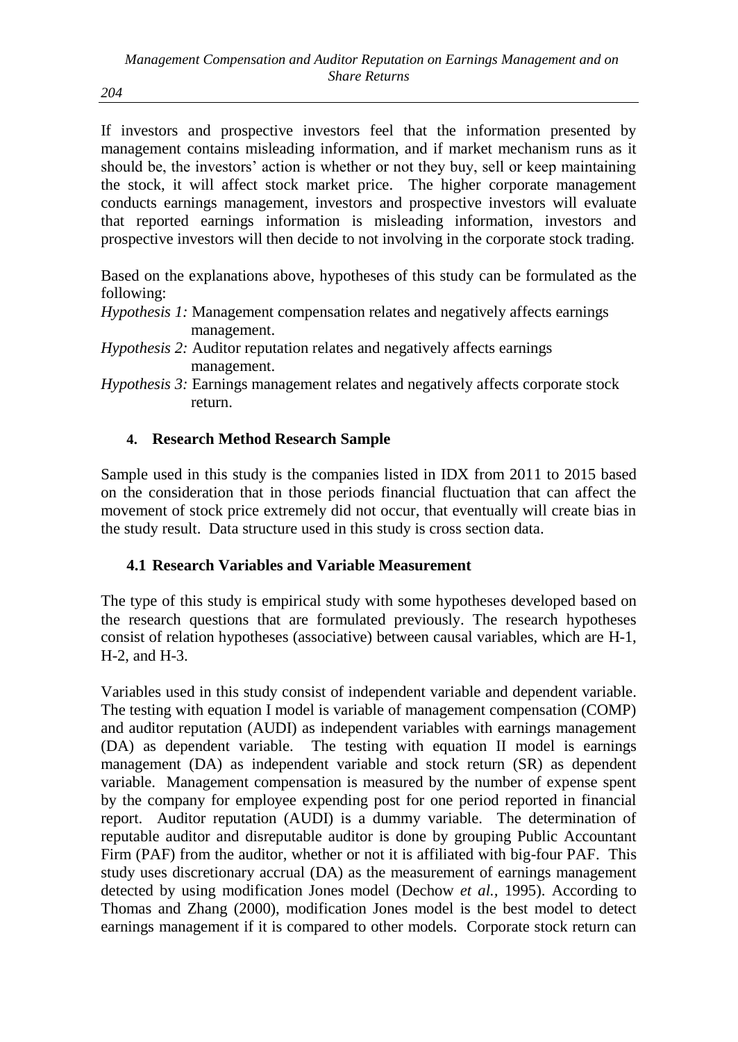If investors and prospective investors feel that the information presented by management contains misleading information, and if market mechanism runs as it should be, the investors' action is whether or not they buy, sell or keep maintaining the stock, it will affect stock market price. The higher corporate management conducts earnings management, investors and prospective investors will evaluate that reported earnings information is misleading information, investors and prospective investors will then decide to not involving in the corporate stock trading.

Based on the explanations above, hypotheses of this study can be formulated as the following:

*Hypothesis 1:* Management compensation relates and negatively affects earnings management.

*Hypothesis 2:* Auditor reputation relates and negatively affects earnings management.

*Hypothesis 3:* Earnings management relates and negatively affects corporate stock return.

## 4. Research Method Research Sample

Sample used in this study is the companies listed in IDX from 2011 to 2015 based on the consideration that in those periods financial fluctuation that can affect the movement of stock price extremely did not occur, that eventually will create bias in the study result. Data structure used in this study is cross section data.

### 4.1 Research Variables and Variable Measurement

The type of this study is empirical study with some hypotheses developed based on the research questions that are formulated previously. The research hypotheses consist of relation hypotheses (associative) between causal variables, which are H-1, H-2, and H-3.

Variables used in this study consist of independent variable and dependent variable. The testing with equation I model is variable of management compensation (COMP) and auditor reputation (AUDI) as independent variables with earnings management (DA) as dependent variable. The testing with equation II model is earnings management (DA) as independent variable and stock return (SR) as dependent variable. Management compensation is measured by the number of expense spent by the company for employee expending post for one period reported in financial report. Auditor reputation (AUDI) is a dummy variable. The determination of reputable auditor and disreputable auditor is done by grouping Public Accountant Firm (PAF) from the auditor, whether or not it is affiliated with big-four PAF. This study uses discretionary accrual (DA) as the measurement of earnings management detected by using modification Jones model (Dechow *et al.*, 1995). According to Thomas and Zhang (2000), modification Jones model is the best model to detect earnings management if it is compared to other models. Corporate stock return can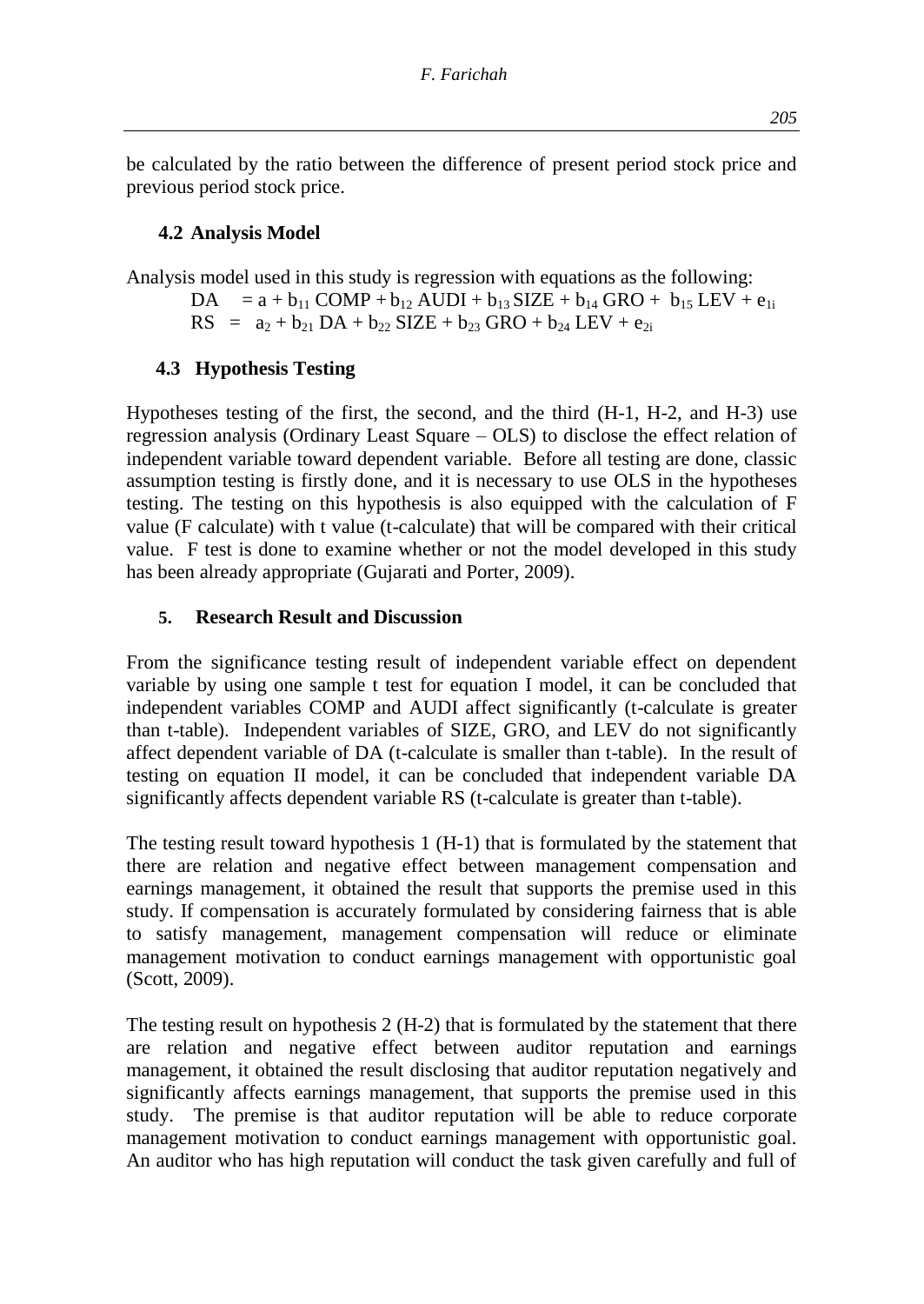be calculated by the ratio between the difference of present period stock price and previous period stock price.

### 4.2 Analysis Model

Analysis model used in this study is regression with equations as the following:

$$DA = a + b_{11}\,COMP + b_{12}\,AUDI + b_{13}\,SIZE + b_{14}\,GRO + b_{15}\,LEV + e_{1i}$$

$$RS = a_2 + b_{21}\,DA + b_{22}\,SIZE + b_{23}\,GRO + b_{24}\,LEV + e_{2i}$$

### 4.3 Hypothesis Testing

Hypotheses testing of the first, the second, and the third (H-1, H-2, and H-3) use regression analysis (Ordinary Least Square – OLS) to disclose the effect relation of independent variable toward dependent variable. Before all testing are done, classic assumption testing is firstly done, and it is necessary to use OLS in the hypotheses testing. The testing on this hypothesis is also equipped with the calculation of F value (F calculate) with t value (t-calculate) that will be compared with their critical value. F test is done to examine whether or not the model developed in this study has been already appropriate (Gujarati and Porter, 2009).

## 5. Research Result and Discussion

From the significance testing result of independent variable effect on dependent variable by using one sample t test for equation I model, it can be concluded that independent variables COMP and AUDI affect significantly (t-calculate is greater than t-table). Independent variables of SIZE, GRO, and LEV do not significantly affect dependent variable of DA (t-calculate is smaller than t-table). In the result of testing on equation II model, it can be concluded that independent variable DA significantly affects dependent variable RS (t-calculate is greater than t-table).

The testing result toward hypothesis 1 (H-1) that is formulated by the statement that there are relation and negative effect between management compensation and earnings management, it obtained the result that supports the premise used in this study. If compensation is accurately formulated by considering fairness that is able to satisfy management, management compensation will reduce or eliminate management motivation to conduct earnings management with opportunistic goal (Scott, 2009).

The testing result on hypothesis 2 (H-2) that is formulated by the statement that there are relation and negative effect between auditor reputation and earnings management, it obtained the result disclosing that auditor reputation negatively and significantly affects earnings management, that supports the premise used in this study. The premise is that auditor reputation will be able to reduce corporate management motivation to conduct earnings management with opportunistic goal. An auditor who has high reputation will conduct the task given carefully and full of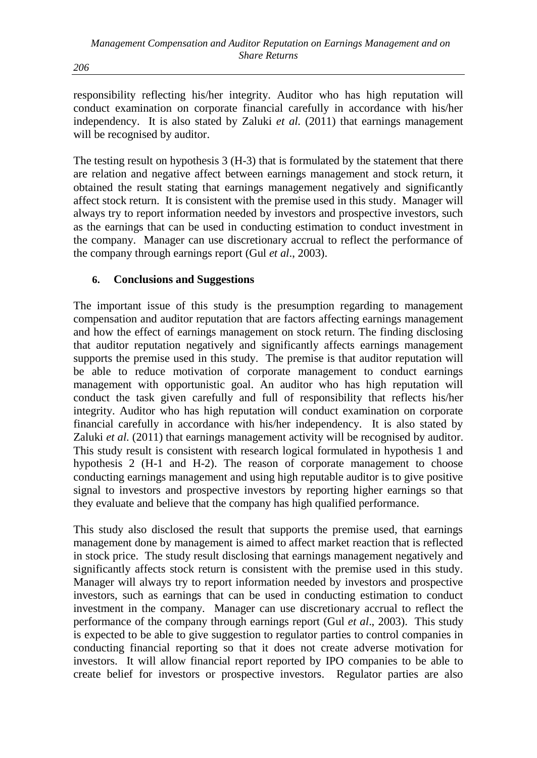responsibility reflecting his/her integrity. Auditor who has high reputation will conduct examination on corporate financial carefully in accordance with his/her independency. It is also stated by Zaluki *et al.* (2011) that earnings management will be recognised by auditor.

The testing result on hypothesis 3 (H-3) that is formulated by the statement that there are relation and negative affect between earnings management and stock return, it obtained the result stating that earnings management negatively and significantly affect stock return. It is consistent with the premise used in this study. Manager will always try to report information needed by investors and prospective investors, such as the earnings that can be used in conducting estimation to conduct investment in the company. Manager can use discretionary accrual to reflect the performance of the company through earnings report (Gul *et al*., 2003).

## 6. Conclusions and Suggestions

The important issue of this study is the presumption regarding to management compensation and auditor reputation that are factors affecting earnings management and how the effect of earnings management on stock return. The finding disclosing that auditor reputation negatively and significantly affects earnings management supports the premise used in this study. The premise is that auditor reputation will be able to reduce motivation of corporate management to conduct earnings management with opportunistic goal. An auditor who has high reputation will conduct the task given carefully and full of responsibility that reflects his/her integrity. Auditor who has high reputation will conduct examination on corporate financial carefully in accordance with his/her independency. It is also stated by Zaluki *et al.* (2011) that earnings management activity will be recognised by auditor. This study result is consistent with research logical formulated in hypothesis 1 and hypothesis 2 (H-1 and H-2). The reason of corporate management to choose conducting earnings management and using high reputable auditor is to give positive signal to investors and prospective investors by reporting higher earnings so that they evaluate and believe that the company has high qualified performance.

This study also disclosed the result that supports the premise used, that earnings management done by management is aimed to affect market reaction that is reflected in stock price. The study result disclosing that earnings management negatively and significantly affects stock return is consistent with the premise used in this study. Manager will always try to report information needed by investors and prospective investors, such as earnings that can be used in conducting estimation to conduct investment in the company. Manager can use discretionary accrual to reflect the performance of the company through earnings report (Gul *et al*., 2003). This study is expected to be able to give suggestion to regulator parties to control companies in conducting financial reporting so that it does not create adverse motivation for investors. It will allow financial report reported by IPO companies to be able to create belief for investors or prospective investors. Regulator parties are also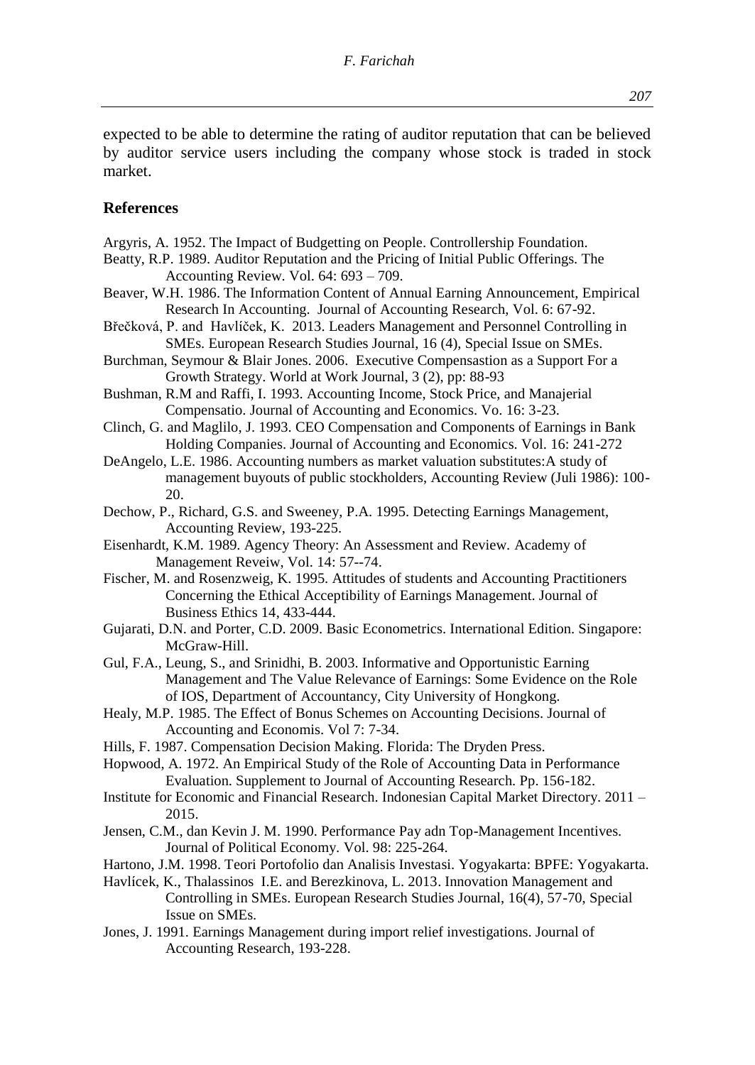expected to be able to determine the rating of auditor reputation that can be believed by auditor service users including the company whose stock is traded in stock market.

## References

Argyris, A. 1952. The Impact of Budgetting on People. Controllership Foundation.

Beatty, R.P. 1989. Auditor Reputation and the Pricing of Initial Public Offerings. The Accounting Review. Vol. 64: 693 – 709.

Beaver, W.H. 1986. The Information Content of Annual Earning Announcement, Empirical Research In Accounting. Journal of Accounting Research, Vol. 6: 67-92.

Břečková, P. and Havlíček, K. 2013. Leaders Management and Personnel Controlling in SMEs. European Research Studies Journal, 16 (4), Special Issue on SMEs.

Burchman, Seymour & Blair Jones. 2006. Executive Compensastion as a Support For a Growth Strategy. World at Work Journal, 3 (2), pp: 88-93

Bushman, R.M and Raffi, I. 1993. Accounting Income, Stock Price, and Manajerial Compensatio. Journal of Accounting and Economics. Vo. 16: 3-23.

Clinch, G. and Maglilo, J. 1993. CEO Compensation and Components of Earnings in Bank Holding Companies. Journal of Accounting and Economics. Vol. 16: 241-272

DeAngelo, L.E. 1986. Accounting numbers as market valuation substitutes:A study of management buyouts of public stockholders, Accounting Review (Juli 1986): 100-20.

Dechow, P., Richard, G.S. and Sweeney, P.A. 1995. Detecting Earnings Management, Accounting Review, 193-225.

Eisenhardt, K.M. 1989. Agency Theory: An Assessment and Review. Academy of Management Reveiw, Vol. 14: 57--74.

Fischer, M. and Rosenzweig, K. 1995. Attitudes of students and Accounting Practitioners Concerning the Ethical Acceptibility of Earnings Management. Journal of Business Ethics 14, 433-444.

Gujarati, D.N. and Porter, C.D. 2009. Basic Econometrics. International Edition. Singapore: McGraw-Hill.

Gul, F.A., Leung, S., and Srinidhi, B. 2003. Informative and Opportunistic Earning Management and The Value Relevance of Earnings: Some Evidence on the Role of IOS, Department of Accountancy, City University of Hongkong.

Healy, M.P. 1985. The Effect of Bonus Schemes on Accounting Decisions. Journal of Accounting and Economis. Vol 7: 7-34.

Hills, F. 1987. Compensation Decision Making. Florida: The Dryden Press.

Hopwood, A. 1972. An Empirical Study of the Role of Accounting Data in Performance Evaluation. Supplement to Journal of Accounting Research. Pp. 156-182.

Institute for Economic and Financial Research. Indonesian Capital Market Directory. 2011 – 2015.

Jensen, C.M., dan Kevin J. M. 1990. Performance Pay adn Top-Management Incentives. Journal of Political Economy. Vol. 98: 225-264.

Hartono, J.M. 1998. Teori Portofolio dan Analisis Investasi. Yogyakarta: BPFE: Yogyakarta.

Havlícek, K., Thalassinos I.E. and Berezkinova, L. 2013. Innovation Management and Controlling in SMEs. European Research Studies Journal, 16(4), 57-70, Special Issue on SMEs.

Jones, J. 1991. Earnings Management during import relief investigations. Journal of Accounting Research, 193-228.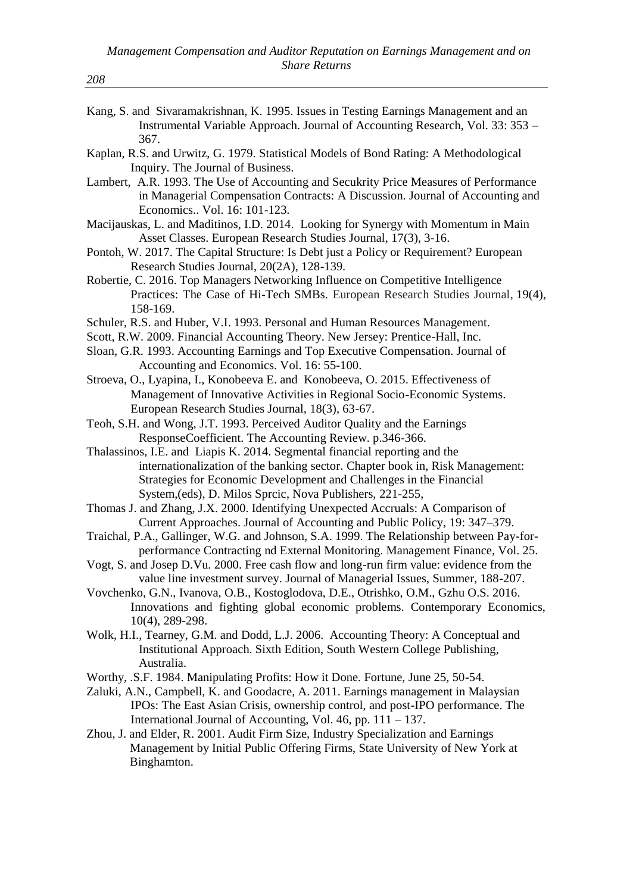Kang, S. and Sivaramakrishnan, K. 1995. Issues in Testing Earnings Management and an Instrumental Variable Approach. Journal of Accounting Research, Vol. 33: 353 – 367.

Kaplan, R.S. and Urwitz, G. 1979. Statistical Models of Bond Rating: A Methodological Inquiry. The Journal of Business.

Lambert, A.R. 1993. The Use of Accounting and Secukrity Price Measures of Performance in Managerial Compensation Contracts: A Discussion. Journal of Accounting and Economics.. Vol. 16: 101-123.

Macijauskas, L. and Maditinos, I.D. 2014. Looking for Synergy with Momentum in Main Asset Classes. European Research Studies Journal, 17(3), 3-16.

Pontoh, W. 2017. The Capital Structure: Is Debt just a Policy or Requirement? European Research Studies Journal, 20(2A), 128-139.

Robertie, C. 2016. Top Managers Networking Influence on Competitive Intelligence Practices: The Case of Hi-Tech SMBs. European Research Studies Journal, 19(4), 158-169.

Schuler, R.S. and Huber, V.I. 1993. Personal and Human Resources Management.

Scott, R.W. 2009. Financial Accounting Theory. New Jersey: Prentice-Hall, Inc.

Sloan, G.R. 1993. Accounting Earnings and Top Executive Compensation. Journal of Accounting and Economics. Vol. 16: 55-100.

Stroeva, O., Lyapina, I., Konobeeva E. and Konobeeva, O. 2015. Effectiveness of Management of Innovative Activities in Regional Socio-Economic Systems. European Research Studies Journal, 18(3), 63-67.

Teoh, S.H. and Wong, J.T. 1993. Perceived Auditor Quality and the Earnings ResponseCoefficient. The Accounting Review. p.346-366.

Thalassinos, I.E. and Liapis K. 2014. Segmental financial reporting and the internationalization of the banking sector. Chapter book in, Risk Management: Strategies for Economic Development and Challenges in the Financial System,(eds), D. Milos Sprcic, Nova Publishers, 221-255,

Thomas J. and Zhang, J.X. 2000. Identifying Unexpected Accruals: A Comparison of Current Approaches. Journal of Accounting and Public Policy, 19: 347–379.

Traichal, P.A., Gallinger, W.G. and Johnson, S.A. 1999. The Relationship between Pay-for-performance Contracting nd External Monitoring. Management Finance, Vol. 25.

Vogt, S. and Josep D.Vu. 2000. Free cash flow and long-run firm value: evidence from the value line investment survey. Journal of Managerial Issues, Summer, 188-207.

Vovchenko, G.N., Ivanova, O.B., Kostoglodova, D.E., Otrishko, O.M., Gzhu O.S. 2016. Innovations and fighting global economic problems. Contemporary Economics, 10(4), 289-298.

Wolk, H.I., Tearney, G.M. and Dodd, L.J. 2006. Accounting Theory: A Conceptual and Institutional Approach. Sixth Edition, South Western College Publishing, Australia.

Worthy, .S.F. 1984. Manipulating Profits: How it Done. Fortune, June 25, 50-54.

Zaluki, A.N., Campbell, K. and Goodacre, A. 2011. Earnings management in Malaysian IPOs: The East Asian Crisis, ownership control, and post-IPO performance. The International Journal of Accounting, Vol. 46, pp. 111 – 137.

Zhou, J. and Elder, R. 2001. Audit Firm Size, Industry Specialization and Earnings Management by Initial Public Offering Firms, State University of New York at Binghamton.